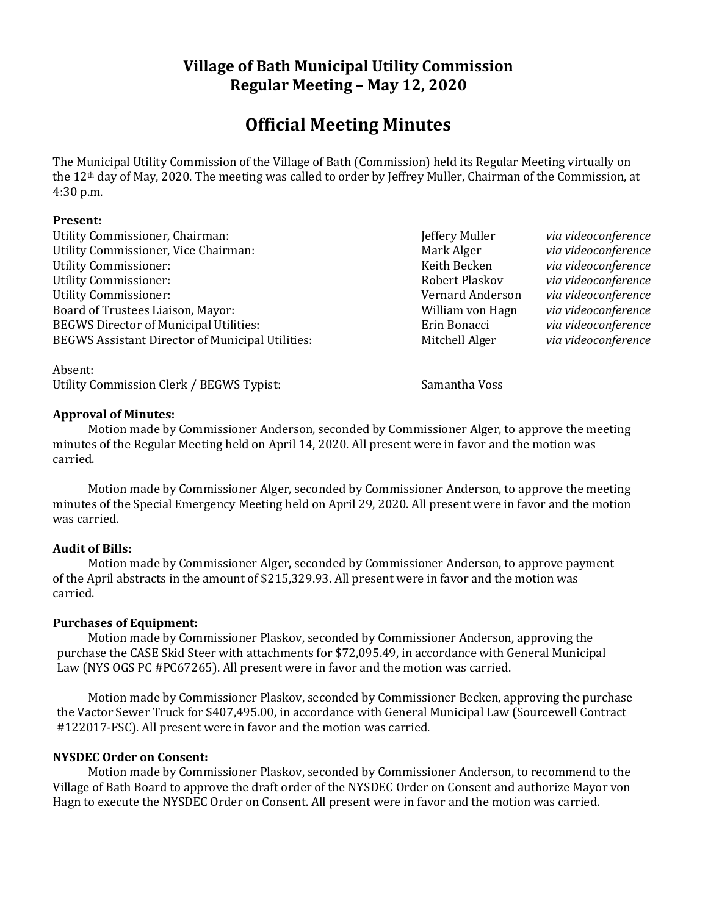# Village of Bath Municipal Utility Commission
## Regular Meeting – May 12, 2020

# Official Meeting Minutes

The Municipal Utility Commission of the Village of Bath (Commission) held its Regular Meeting virtually on the 12th day of May, 2020. The meeting was called to order by Jeffrey Muller, Chairman of the Commission, at 4:30 p.m.

**Present:**

| | | |
|---|---|---|
| Utility Commissioner, Chairman: | Jeffery Muller | *via videoconference* |
| Utility Commissioner, Vice Chairman: | Mark Alger | *via videoconference* |
| Utility Commissioner: | Keith Becken | *via videoconference* |
| Utility Commissioner: | Robert Plaskov | *via videoconference* |
| Utility Commissioner: | Vernard Anderson | *via videoconference* |
| Board of Trustees Liaison, Mayor: | William von Hagn | *via videoconference* |
| BEGWS Director of Municipal Utilities: | Erin Bonacci | *via videoconference* |
| BEGWS Assistant Director of Municipal Utilities: | Mitchell Alger | *via videoconference* |

Absent:

| | |
|---|---|
| Utility Commission Clerk / BEGWS Typist: | Samantha Voss |

**Approval of Minutes:**

Motion made by Commissioner Anderson, seconded by Commissioner Alger, to approve the meeting minutes of the Regular Meeting held on April 14, 2020. All present were in favor and the motion was carried.

Motion made by Commissioner Alger, seconded by Commissioner Anderson, to approve the meeting minutes of the Special Emergency Meeting held on April 29, 2020. All present were in favor and the motion was carried.

**Audit of Bills:**

Motion made by Commissioner Alger, seconded by Commissioner Anderson, to approve payment of the April abstracts in the amount of $215,329.93. All present were in favor and the motion was carried.

**Purchases of Equipment:**

Motion made by Commissioner Plaskov, seconded by Commissioner Anderson, approving the purchase the CASE Skid Steer with attachments for $72,095.49, in accordance with General Municipal Law (NYS OGS PC #PC67265). All present were in favor and the motion was carried.

Motion made by Commissioner Plaskov, seconded by Commissioner Becken, approving the purchase the Vactor Sewer Truck for $407,495.00, in accordance with General Municipal Law (Sourcewell Contract #122017-FSC). All present were in favor and the motion was carried.

**NYSDEC Order on Consent:**

Motion made by Commissioner Plaskov, seconded by Commissioner Anderson, to recommend to the Village of Bath Board to approve the draft order of the NYSDEC Order on Consent and authorize Mayor von Hagn to execute the NYSDEC Order on Consent. All present were in favor and the motion was carried.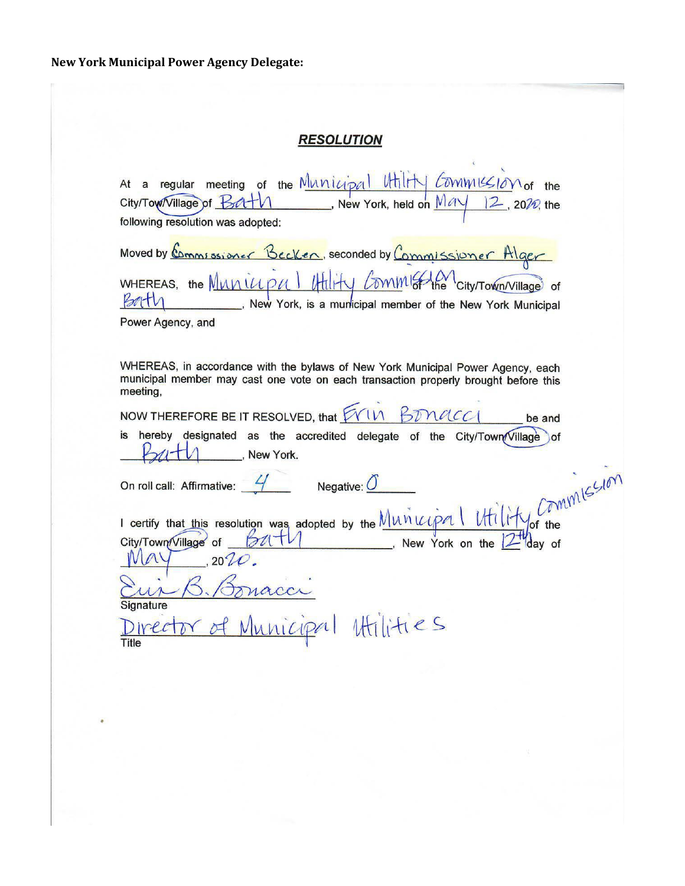**New York Municipal Power Agency Delegate:**

***RESOLUTION***

At a regular meeting of the Municipal Utility Commission of the City/Town/Village of Bath, New York, held on May 12, 2020, the following resolution was adopted:

Moved by Commissioner Becker, seconded by Commissioner Alger

WHEREAS, the Municipal Utility Commission of the City/Town/Village of Bath, New York, is a municipal member of the New York Municipal Power Agency, and

WHEREAS, in accordance with the bylaws of New York Municipal Power Agency, each municipal member may cast one vote on each transaction properly brought before this meeting,

NOW THEREFORE BE IT RESOLVED, that Erin Bonacci be and is hereby designated as the accredited delegate of the City/Town/Village of Bath, New York.

On roll call: Affirmative: 4 Negative: 0

I certify that this resolution was adopted by the Municipal Utility Commission of the City/Town/Village of Bath, New York on the 12th day of May, 2020.

Erin B. Bonacci
Signature

Director of Municipal Utilities
Title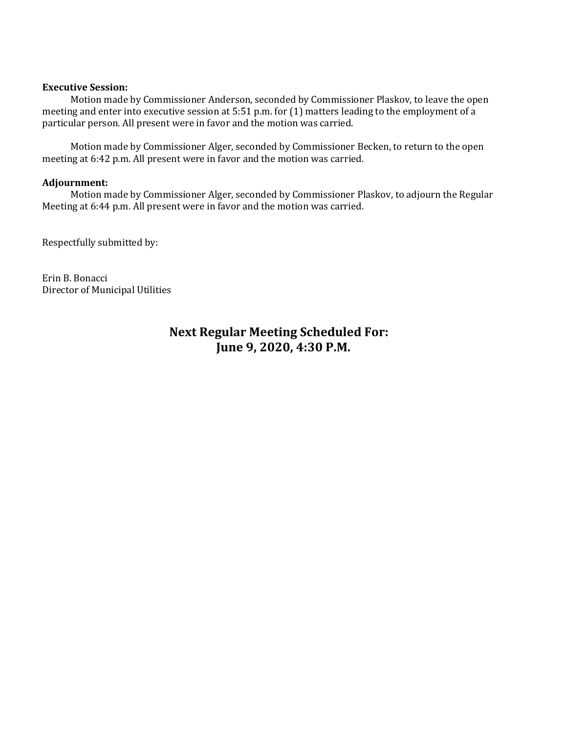**Executive Session:**

Motion made by Commissioner Anderson, seconded by Commissioner Plaskov, to leave the open meeting and enter into executive session at 5:51 p.m. for (1) matters leading to the employment of a particular person. All present were in favor and the motion was carried.

Motion made by Commissioner Alger, seconded by Commissioner Becken, to return to the open meeting at 6:42 p.m. All present were in favor and the motion was carried.

**Adjournment:**

Motion made by Commissioner Alger, seconded by Commissioner Plaskov, to adjourn the Regular Meeting at 6:44 p.m. All present were in favor and the motion was carried.

Respectfully submitted by:

Erin B. Bonacci
Director of Municipal Utilities

**Next Regular Meeting Scheduled For:**
**June 9, 2020, 4:30 P.M.**